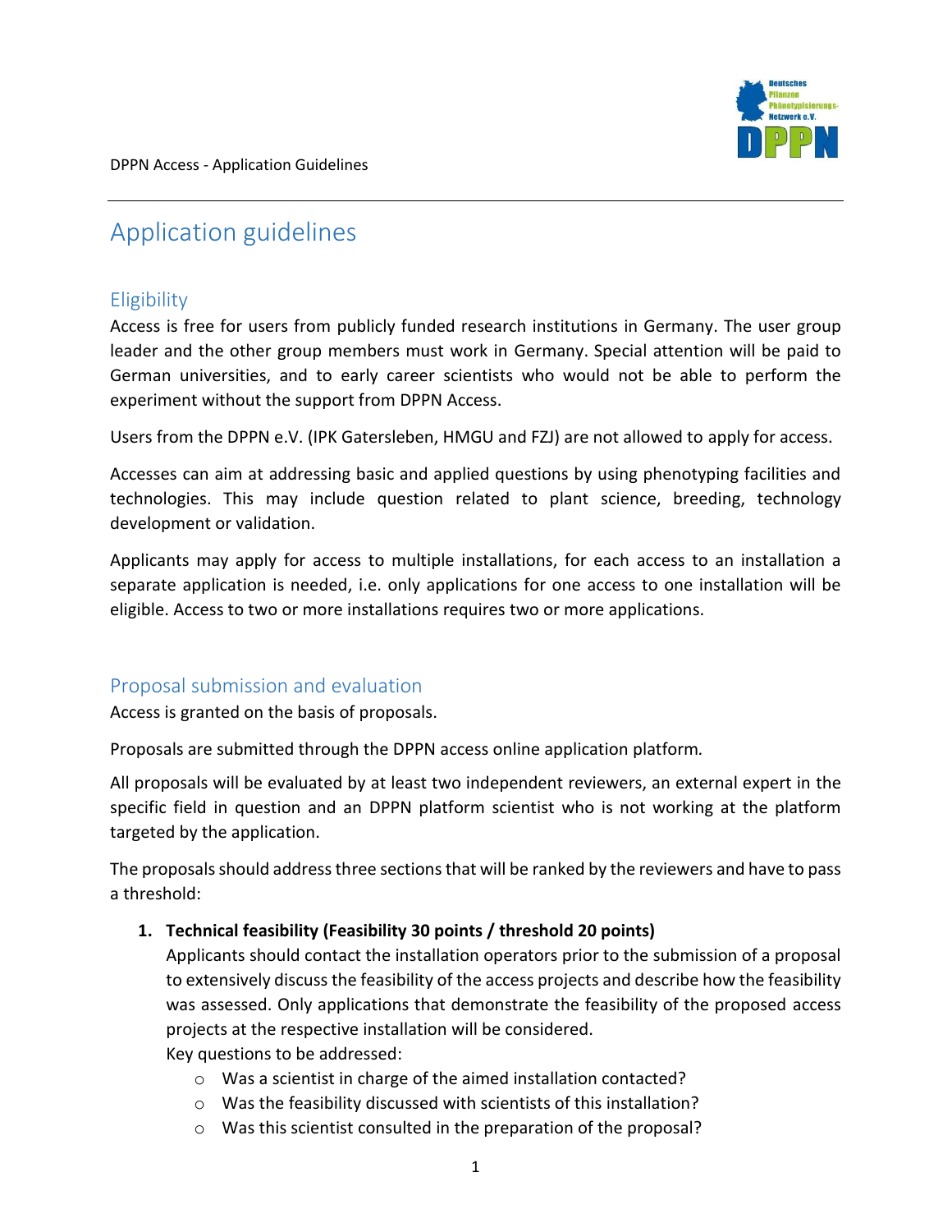# Application guidelines

## Eligibility

Access is free for users from publicly funded research institutions in Germany. The user group leader and the other group members must work in Germany. Special attention will be paid to German universities, and to early career scientists who would not be able to perform the experiment without the support from DPPN Access.

Users from the DPPN e.V. (IPK Gatersleben, HMGU and FZJ) are not allowed to apply for access.

Accesses can aim at addressing basic and applied questions by using phenotyping facilities and technologies. This may include question related to plant science, breeding, technology development or validation.

Applicants may apply for access to multiple installations, for each access to an installation a separate application is needed, i.e. only applications for one access to one installation will be eligible. Access to two or more installations requires two or more applications.

## Proposal submission and evaluation

Access is granted on the basis of proposals.

Proposals are submitted through the DPPN access online application platform.

All proposals will be evaluated by at least two independent reviewers, an external expert in the specific field in question and an DPPN platform scientist who is not working at the platform targeted by the application.

The proposals should address three sections that will be ranked by the reviewers and have to pass a threshold:

1. **Technical feasibility (Feasibility 30 points / threshold 20 points)**
   Applicants should contact the installation operators prior to the submission of a proposal to extensively discuss the feasibility of the access projects and describe how the feasibility was assessed. Only applications that demonstrate the feasibility of the proposed access projects at the respective installation will be considered.
   Key questions to be addressed:
   - Was a scientist in charge of the aimed installation contacted?
   - Was the feasibility discussed with scientists of this installation?
   - Was this scientist consulted in the preparation of the proposal?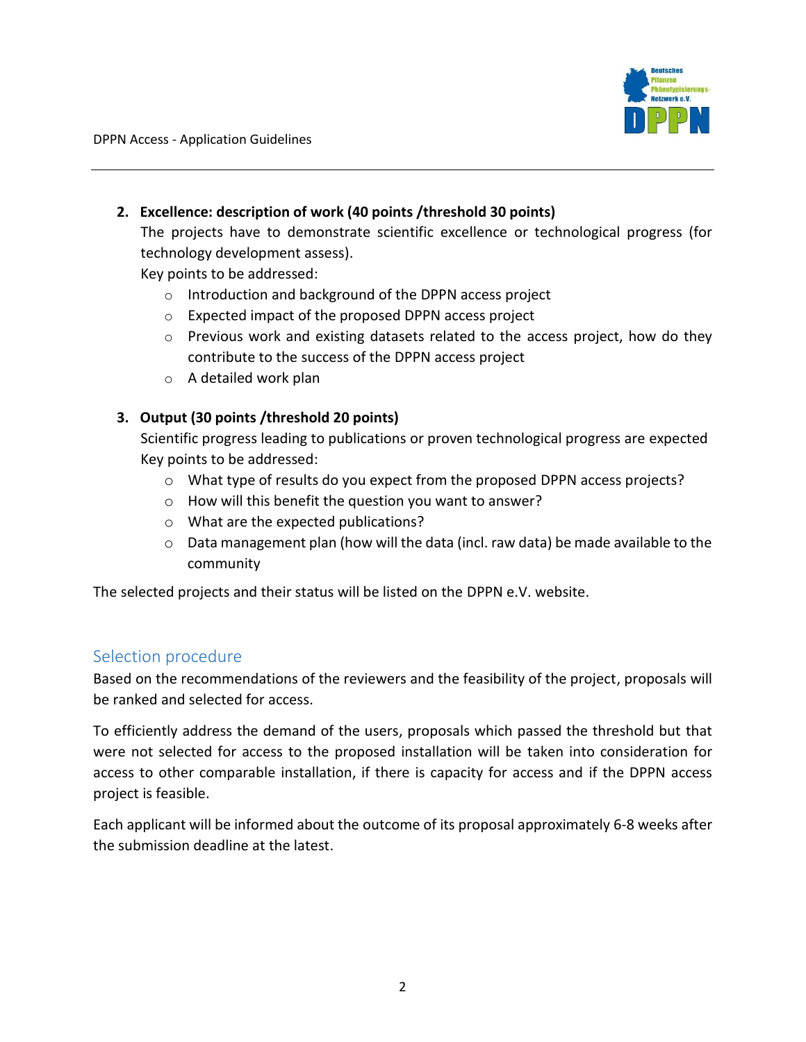2. **Excellence: description of work (40 points /threshold 30 points)**
   The projects have to demonstrate scientific excellence or technological progress (for technology development assess).
   Key points to be addressed:
   - Introduction and background of the DPPN access project
   - Expected impact of the proposed DPPN access project
   - Previous work and existing datasets related to the access project, how do they contribute to the success of the DPPN access project
   - A detailed work plan

3. **Output (30 points /threshold 20 points)**
   Scientific progress leading to publications or proven technological progress are expected
   Key points to be addressed:
   - What type of results do you expect from the proposed DPPN access projects?
   - How will this benefit the question you want to answer?
   - What are the expected publications?
   - Data management plan (how will the data (incl. raw data) be made available to the community

The selected projects and their status will be listed on the DPPN e.V. website.

## Selection procedure

Based on the recommendations of the reviewers and the feasibility of the project, proposals will be ranked and selected for access.

To efficiently address the demand of the users, proposals which passed the threshold but that were not selected for access to the proposed installation will be taken into consideration for access to other comparable installation, if there is capacity for access and if the DPPN access project is feasible.

Each applicant will be informed about the outcome of its proposal approximately 6-8 weeks after the submission deadline at the latest.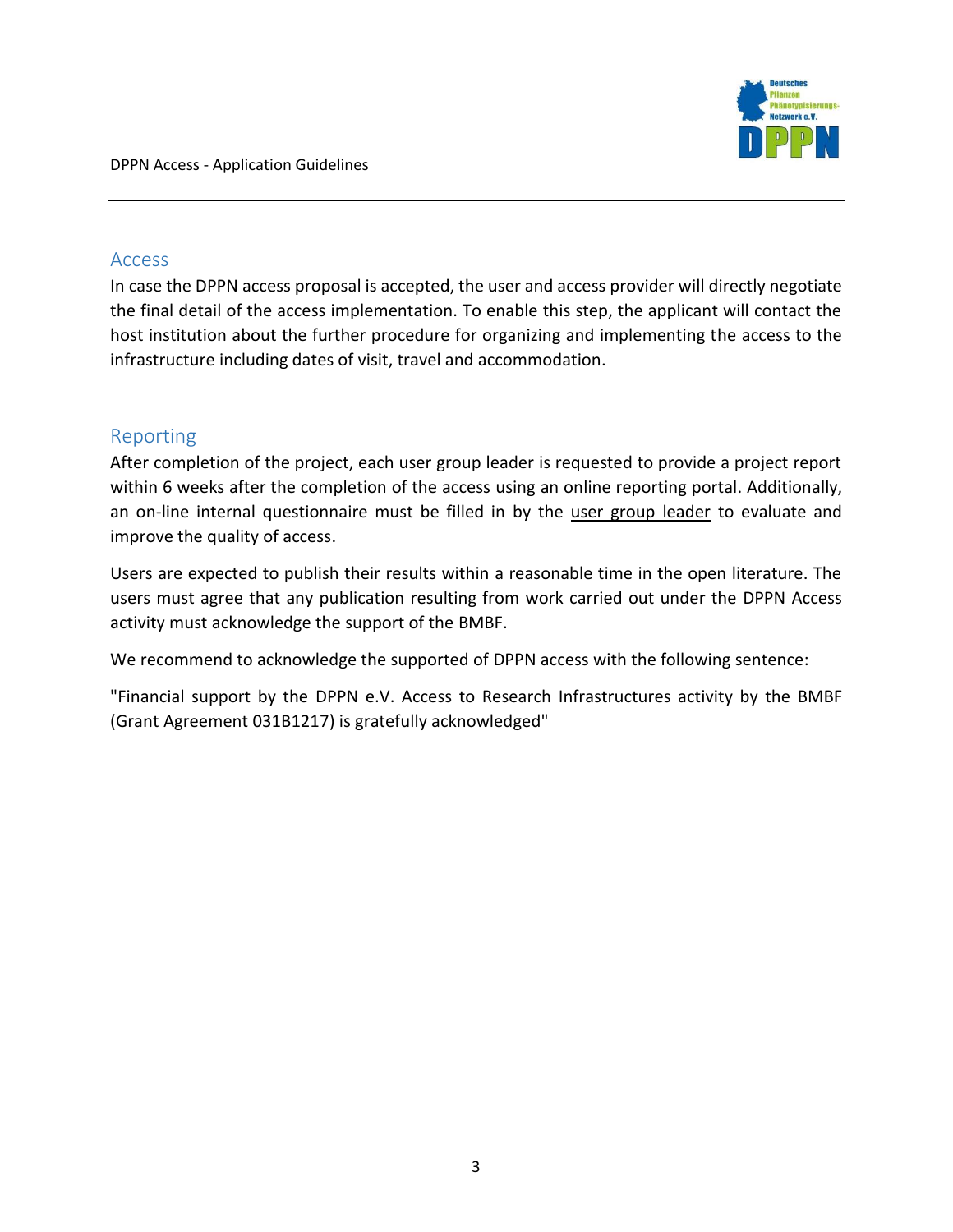## Access

In case the DPPN access proposal is accepted, the user and access provider will directly negotiate the final detail of the access implementation. To enable this step, the applicant will contact the host institution about the further procedure for organizing and implementing the access to the infrastructure including dates of visit, travel and accommodation.

## Reporting

After completion of the project, each user group leader is requested to provide a project report within 6 weeks after the completion of the access using an online reporting portal. Additionally, an on-line internal questionnaire must be filled in by the user group leader to evaluate and improve the quality of access.

Users are expected to publish their results within a reasonable time in the open literature. The users must agree that any publication resulting from work carried out under the DPPN Access activity must acknowledge the support of the BMBF.

We recommend to acknowledge the supported of DPPN access with the following sentence:

"Financial support by the DPPN e.V. Access to Research Infrastructures activity by the BMBF (Grant Agreement 031B1217) is gratefully acknowledged"